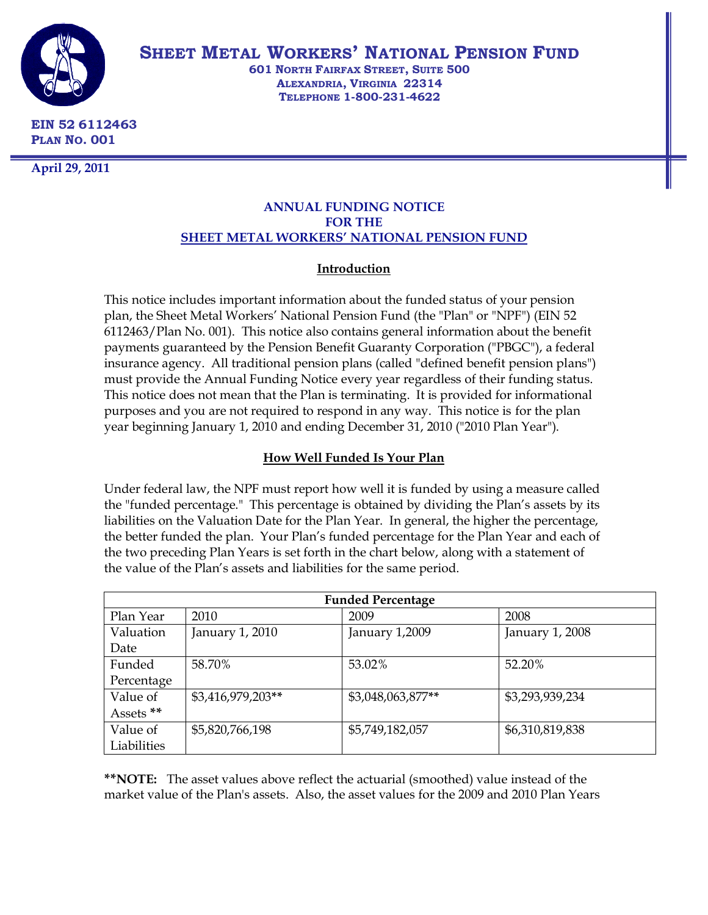# SHEET METAL WORKERS' NATIONAL PENSION FUND

**601 NORTH FAIRFAX STREET, SUITE 500**
**ALEXANDRIA, VIRGINIA 22314**
**TELEPHONE 1-800-231-4622**

**EIN 52 6112463**
**PLAN NO. 001**

**April 29, 2011**

## ANNUAL FUNDING NOTICE FOR THE SHEET METAL WORKERS' NATIONAL PENSION FUND

### Introduction

This notice includes important information about the funded status of your pension plan, the Sheet Metal Workers' National Pension Fund (the "Plan" or "NPF") (EIN 52 6112463/Plan No. 001). This notice also contains general information about the benefit payments guaranteed by the Pension Benefit Guaranty Corporation ("PBGC"), a federal insurance agency. All traditional pension plans (called "defined benefit pension plans") must provide the Annual Funding Notice every year regardless of their funding status. This notice does not mean that the Plan is terminating. It is provided for informational purposes and you are not required to respond in any way. This notice is for the plan year beginning January 1, 2010 and ending December 31, 2010 ("2010 Plan Year").

### How Well Funded Is Your Plan

Under federal law, the NPF must report how well it is funded by using a measure called the "funded percentage." This percentage is obtained by dividing the Plan's assets by its liabilities on the Valuation Date for the Plan Year. In general, the higher the percentage, the better funded the plan. Your Plan's funded percentage for the Plan Year and each of the two preceding Plan Years is set forth in the chart below, along with a statement of the value of the Plan's assets and liabilities for the same period.

| **Funded Percentage** | | | |
|---|---|---|---|
| Plan Year | 2010 | 2009 | 2008 |
| Valuation Date | January 1, 2010 | January 1,2009 | January 1, 2008 |
| Funded Percentage | 58.70% | 53.02% | 52.20% |
| Value of Assets ** | $3,416,979,203** | $3,048,063,877** | $3,293,939,234 |
| Value of Liabilities | $5,820,766,198 | $5,749,182,057 | $6,310,819,838 |

****NOTE:** The asset values above reflect the actuarial (smoothed) value instead of the market value of the Plan's assets. Also, the asset values for the 2009 and 2010 Plan Years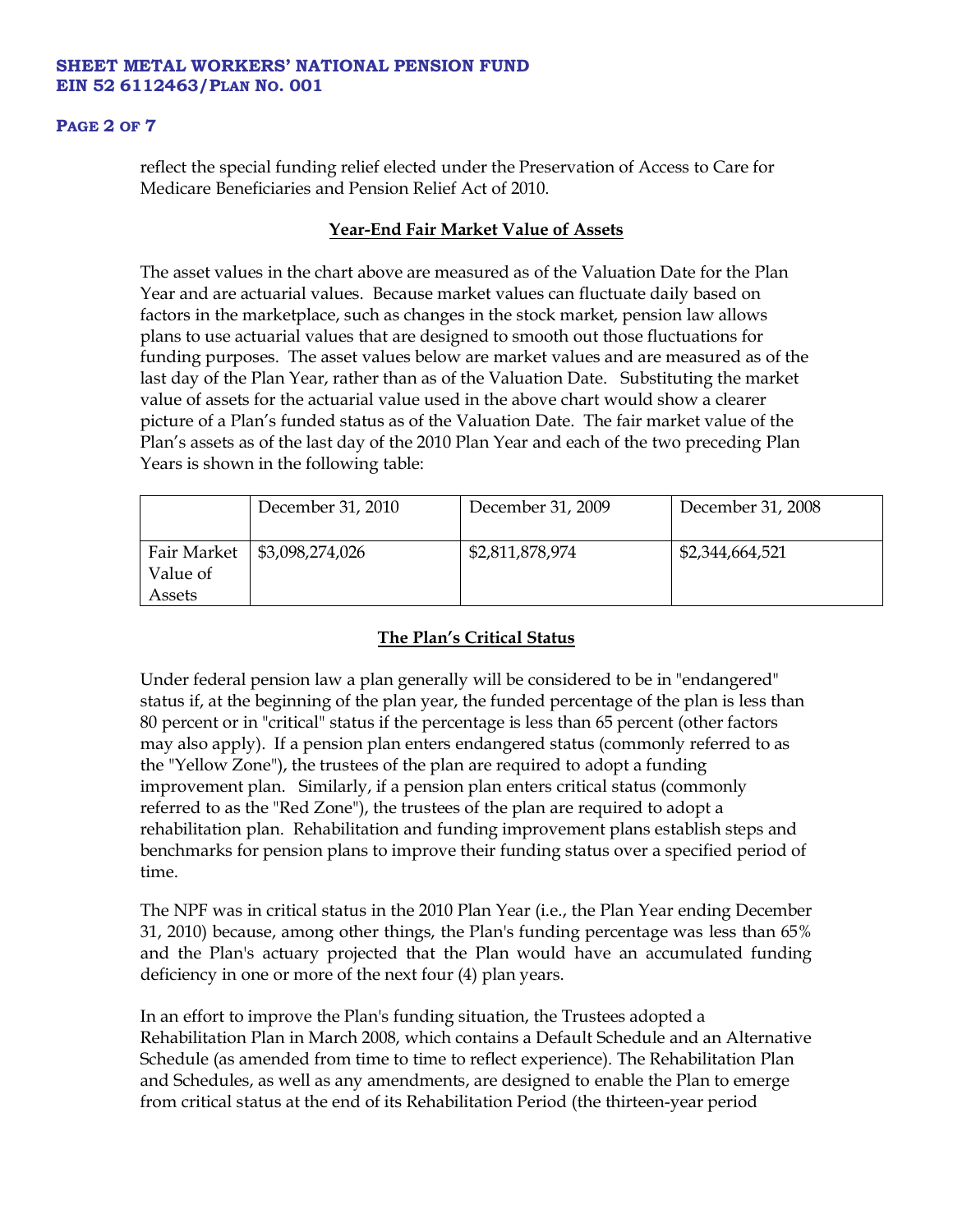reflect the special funding relief elected under the Preservation of Access to Care for Medicare Beneficiaries and Pension Relief Act of 2010.

## Year-End Fair Market Value of Assets

The asset values in the chart above are measured as of the Valuation Date for the Plan Year and are actuarial values. Because market values can fluctuate daily based on factors in the marketplace, such as changes in the stock market, pension law allows plans to use actuarial values that are designed to smooth out those fluctuations for funding purposes. The asset values below are market values and are measured as of the last day of the Plan Year, rather than as of the Valuation Date. Substituting the market value of assets for the actuarial value used in the above chart would show a clearer picture of a Plan's funded status as of the Valuation Date. The fair market value of the Plan's assets as of the last day of the 2010 Plan Year and each of the two preceding Plan Years is shown in the following table:

| | December 31, 2010 | December 31, 2009 | December 31, 2008 |
|---|---|---|---|
| Fair Market Value of Assets | $3,098,274,026 | $2,811,878,974 | $2,344,664,521 |

## The Plan's Critical Status

Under federal pension law a plan generally will be considered to be in "endangered" status if, at the beginning of the plan year, the funded percentage of the plan is less than 80 percent or in "critical" status if the percentage is less than 65 percent (other factors may also apply). If a pension plan enters endangered status (commonly referred to as the "Yellow Zone"), the trustees of the plan are required to adopt a funding improvement plan. Similarly, if a pension plan enters critical status (commonly referred to as the "Red Zone"), the trustees of the plan are required to adopt a rehabilitation plan. Rehabilitation and funding improvement plans establish steps and benchmarks for pension plans to improve their funding status over a specified period of time.

The NPF was in critical status in the 2010 Plan Year (i.e., the Plan Year ending December 31, 2010) because, among other things, the Plan's funding percentage was less than 65% and the Plan's actuary projected that the Plan would have an accumulated funding deficiency in one or more of the next four (4) plan years.

In an effort to improve the Plan's funding situation, the Trustees adopted a Rehabilitation Plan in March 2008, which contains a Default Schedule and an Alternative Schedule (as amended from time to time to reflect experience). The Rehabilitation Plan and Schedules, as well as any amendments, are designed to enable the Plan to emerge from critical status at the end of its Rehabilitation Period (the thirteen-year period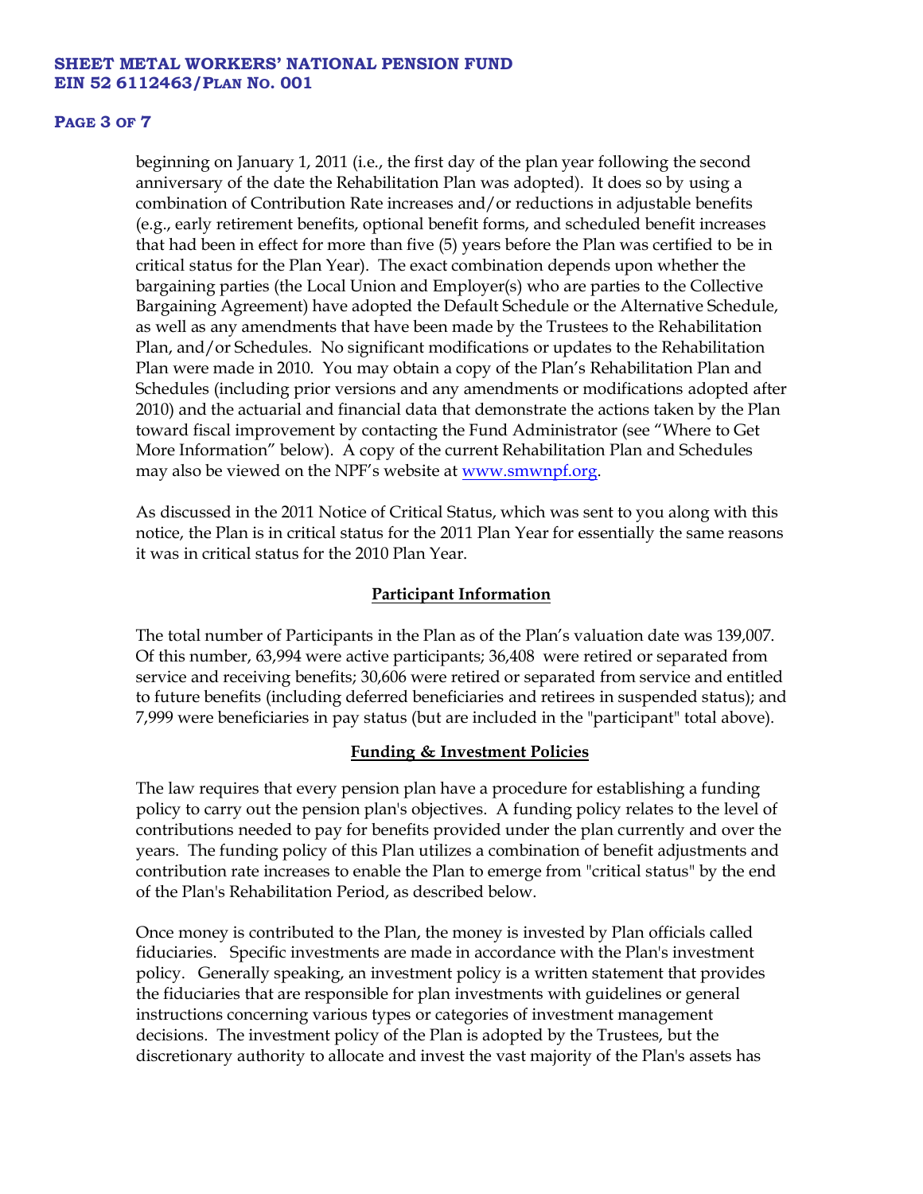beginning on January 1, 2011 (i.e., the first day of the plan year following the second anniversary of the date the Rehabilitation Plan was adopted). It does so by using a combination of Contribution Rate increases and/or reductions in adjustable benefits (e.g., early retirement benefits, optional benefit forms, and scheduled benefit increases that had been in effect for more than five (5) years before the Plan was certified to be in critical status for the Plan Year). The exact combination depends upon whether the bargaining parties (the Local Union and Employer(s) who are parties to the Collective Bargaining Agreement) have adopted the Default Schedule or the Alternative Schedule, as well as any amendments that have been made by the Trustees to the Rehabilitation Plan, and/or Schedules. No significant modifications or updates to the Rehabilitation Plan were made in 2010. You may obtain a copy of the Plan's Rehabilitation Plan and Schedules (including prior versions and any amendments or modifications adopted after 2010) and the actuarial and financial data that demonstrate the actions taken by the Plan toward fiscal improvement by contacting the Fund Administrator (see "Where to Get More Information" below). A copy of the current Rehabilitation Plan and Schedules may also be viewed on the NPF's website at www.smwnpf.org.

As discussed in the 2011 Notice of Critical Status, which was sent to you along with this notice, the Plan is in critical status for the 2011 Plan Year for essentially the same reasons it was in critical status for the 2010 Plan Year.

## Participant Information

The total number of Participants in the Plan as of the Plan's valuation date was 139,007. Of this number, 63,994 were active participants; 36,408 were retired or separated from service and receiving benefits; 30,606 were retired or separated from service and entitled to future benefits (including deferred beneficiaries and retirees in suspended status); and 7,999 were beneficiaries in pay status (but are included in the "participant" total above).

## Funding & Investment Policies

The law requires that every pension plan have a procedure for establishing a funding policy to carry out the pension plan's objectives. A funding policy relates to the level of contributions needed to pay for benefits provided under the plan currently and over the years. The funding policy of this Plan utilizes a combination of benefit adjustments and contribution rate increases to enable the Plan to emerge from "critical status" by the end of the Plan's Rehabilitation Period, as described below.

Once money is contributed to the Plan, the money is invested by Plan officials called fiduciaries. Specific investments are made in accordance with the Plan's investment policy. Generally speaking, an investment policy is a written statement that provides the fiduciaries that are responsible for plan investments with guidelines or general instructions concerning various types or categories of investment management decisions. The investment policy of the Plan is adopted by the Trustees, but the discretionary authority to allocate and invest the vast majority of the Plan's assets has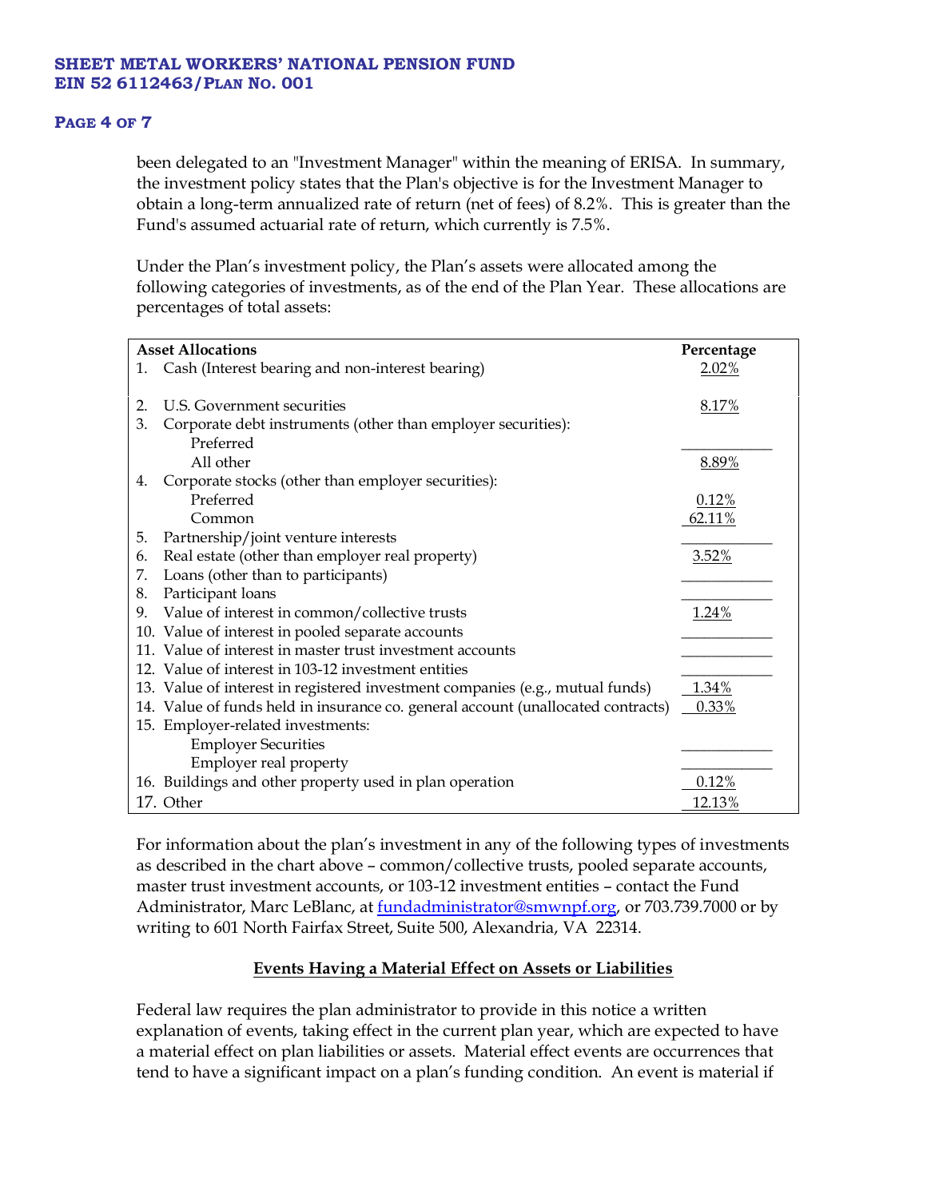been delegated to an "Investment Manager" within the meaning of ERISA. In summary, the investment policy states that the Plan's objective is for the Investment Manager to obtain a long-term annualized rate of return (net of fees) of 8.2%. This is greater than the Fund's assumed actuarial rate of return, which currently is 7.5%.

Under the Plan's investment policy, the Plan's assets were allocated among the following categories of investments, as of the end of the Plan Year. These allocations are percentages of total assets:

| Asset Allocations | Percentage |
|---|---|
| 1. Cash (Interest bearing and non-interest bearing) | 2.02% |
| 2. U.S. Government securities | 8.17% |
| 3. Corporate debt instruments (other than employer securities): | |
| Preferred | |
| All other | 8.89% |
| 4. Corporate stocks (other than employer securities): | |
| Preferred | 0.12% |
| Common | 62.11% |
| 5. Partnership/joint venture interests | |
| 6. Real estate (other than employer real property) | 3.52% |
| 7. Loans (other than to participants) | |
| 8. Participant loans | |
| 9. Value of interest in common/collective trusts | 1.24% |
| 10. Value of interest in pooled separate accounts | |
| 11. Value of interest in master trust investment accounts | |
| 12. Value of interest in 103-12 investment entities | |
| 13. Value of interest in registered investment companies (e.g., mutual funds) | 1.34% |
| 14. Value of funds held in insurance co. general account (unallocated contracts) | 0.33% |
| 15. Employer-related investments: | |
| Employer Securities | |
| Employer real property | |
| 16. Buildings and other property used in plan operation | 0.12% |
| 17. Other | 12.13% |

For information about the plan's investment in any of the following types of investments as described in the chart above – common/collective trusts, pooled separate accounts, master trust investment accounts, or 103-12 investment entities – contact the Fund Administrator, Marc LeBlanc, at fundadministrator@smwnpf.org, or 703.739.7000 or by writing to 601 North Fairfax Street, Suite 500, Alexandria, VA 22314.

## Events Having a Material Effect on Assets or Liabilities

Federal law requires the plan administrator to provide in this notice a written explanation of events, taking effect in the current plan year, which are expected to have a material effect on plan liabilities or assets. Material effect events are occurrences that tend to have a significant impact on a plan's funding condition. An event is material if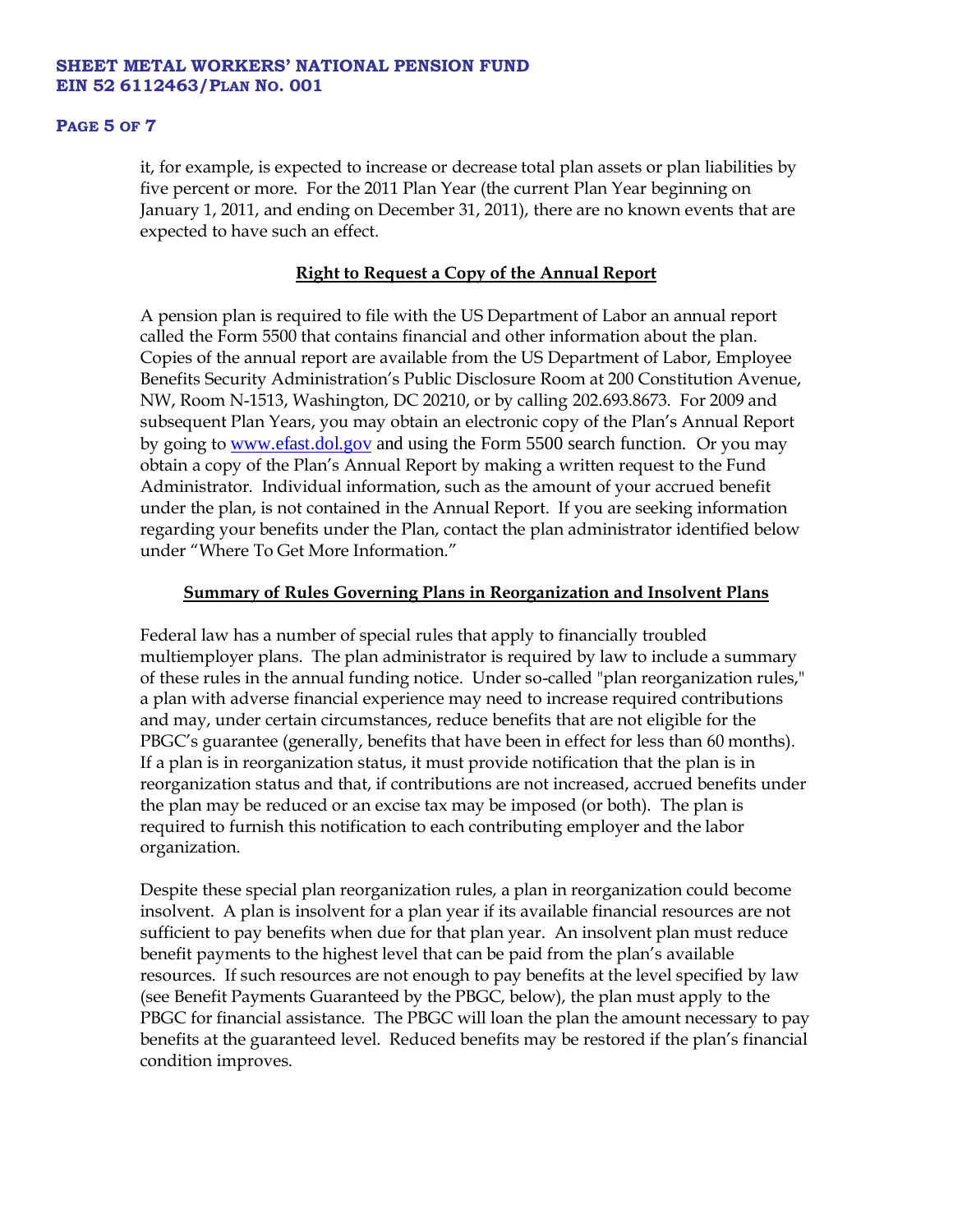it, for example, is expected to increase or decrease total plan assets or plan liabilities by five percent or more. For the 2011 Plan Year (the current Plan Year beginning on January 1, 2011, and ending on December 31, 2011), there are no known events that are expected to have such an effect.

## Right to Request a Copy of the Annual Report

A pension plan is required to file with the US Department of Labor an annual report called the Form 5500 that contains financial and other information about the plan. Copies of the annual report are available from the US Department of Labor, Employee Benefits Security Administration's Public Disclosure Room at 200 Constitution Avenue, NW, Room N-1513, Washington, DC 20210, or by calling 202.693.8673. For 2009 and subsequent Plan Years, you may obtain an electronic copy of the Plan's Annual Report by going to www.efast.dol.gov and using the Form 5500 search function. Or you may obtain a copy of the Plan's Annual Report by making a written request to the Fund Administrator. Individual information, such as the amount of your accrued benefit under the plan, is not contained in the Annual Report. If you are seeking information regarding your benefits under the Plan, contact the plan administrator identified below under "Where To Get More Information."

## Summary of Rules Governing Plans in Reorganization and Insolvent Plans

Federal law has a number of special rules that apply to financially troubled multiemployer plans. The plan administrator is required by law to include a summary of these rules in the annual funding notice. Under so-called "plan reorganization rules," a plan with adverse financial experience may need to increase required contributions and may, under certain circumstances, reduce benefits that are not eligible for the PBGC's guarantee (generally, benefits that have been in effect for less than 60 months). If a plan is in reorganization status, it must provide notification that the plan is in reorganization status and that, if contributions are not increased, accrued benefits under the plan may be reduced or an excise tax may be imposed (or both). The plan is required to furnish this notification to each contributing employer and the labor organization.

Despite these special plan reorganization rules, a plan in reorganization could become insolvent. A plan is insolvent for a plan year if its available financial resources are not sufficient to pay benefits when due for that plan year. An insolvent plan must reduce benefit payments to the highest level that can be paid from the plan's available resources. If such resources are not enough to pay benefits at the level specified by law (see Benefit Payments Guaranteed by the PBGC, below), the plan must apply to the PBGC for financial assistance. The PBGC will loan the plan the amount necessary to pay benefits at the guaranteed level. Reduced benefits may be restored if the plan's financial condition improves.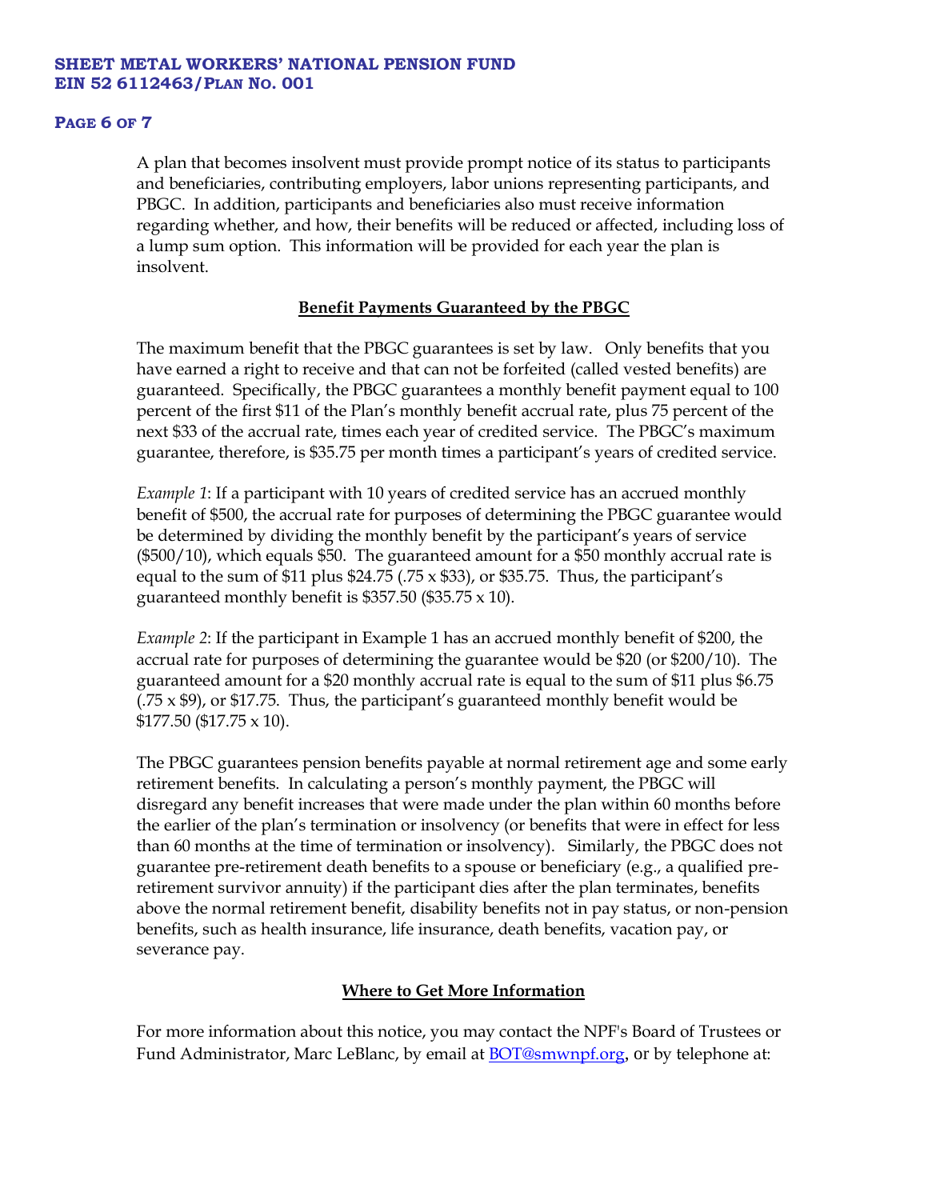A plan that becomes insolvent must provide prompt notice of its status to participants and beneficiaries, contributing employers, labor unions representing participants, and PBGC. In addition, participants and beneficiaries also must receive information regarding whether, and how, their benefits will be reduced or affected, including loss of a lump sum option. This information will be provided for each year the plan is insolvent.

## Benefit Payments Guaranteed by the PBGC

The maximum benefit that the PBGC guarantees is set by law. Only benefits that you have earned a right to receive and that can not be forfeited (called vested benefits) are guaranteed. Specifically, the PBGC guarantees a monthly benefit payment equal to 100 percent of the first $11 of the Plan's monthly benefit accrual rate, plus 75 percent of the next $33 of the accrual rate, times each year of credited service. The PBGC's maximum guarantee, therefore, is $35.75 per month times a participant's years of credited service.

*Example 1*: If a participant with 10 years of credited service has an accrued monthly benefit of $500, the accrual rate for purposes of determining the PBGC guarantee would be determined by dividing the monthly benefit by the participant's years of service ($500/10), which equals $50. The guaranteed amount for a $50 monthly accrual rate is equal to the sum of $11 plus $24.75 (.75 x $33), or $35.75. Thus, the participant's guaranteed monthly benefit is $357.50 ($35.75 x 10).

*Example 2*: If the participant in Example 1 has an accrued monthly benefit of $200, the accrual rate for purposes of determining the guarantee would be $20 (or $200/10). The guaranteed amount for a $20 monthly accrual rate is equal to the sum of $11 plus $6.75 (.75 x $9), or $17.75. Thus, the participant's guaranteed monthly benefit would be $177.50 ($17.75 x 10).

The PBGC guarantees pension benefits payable at normal retirement age and some early retirement benefits. In calculating a person's monthly payment, the PBGC will disregard any benefit increases that were made under the plan within 60 months before the earlier of the plan's termination or insolvency (or benefits that were in effect for less than 60 months at the time of termination or insolvency). Similarly, the PBGC does not guarantee pre-retirement death benefits to a spouse or beneficiary (e.g., a qualified pre-retirement survivor annuity) if the participant dies after the plan terminates, benefits above the normal retirement benefit, disability benefits not in pay status, or non-pension benefits, such as health insurance, life insurance, death benefits, vacation pay, or severance pay.

## Where to Get More Information

For more information about this notice, you may contact the NPF's Board of Trustees or Fund Administrator, Marc LeBlanc, by email at BOT@smwnpf.org, or by telephone at: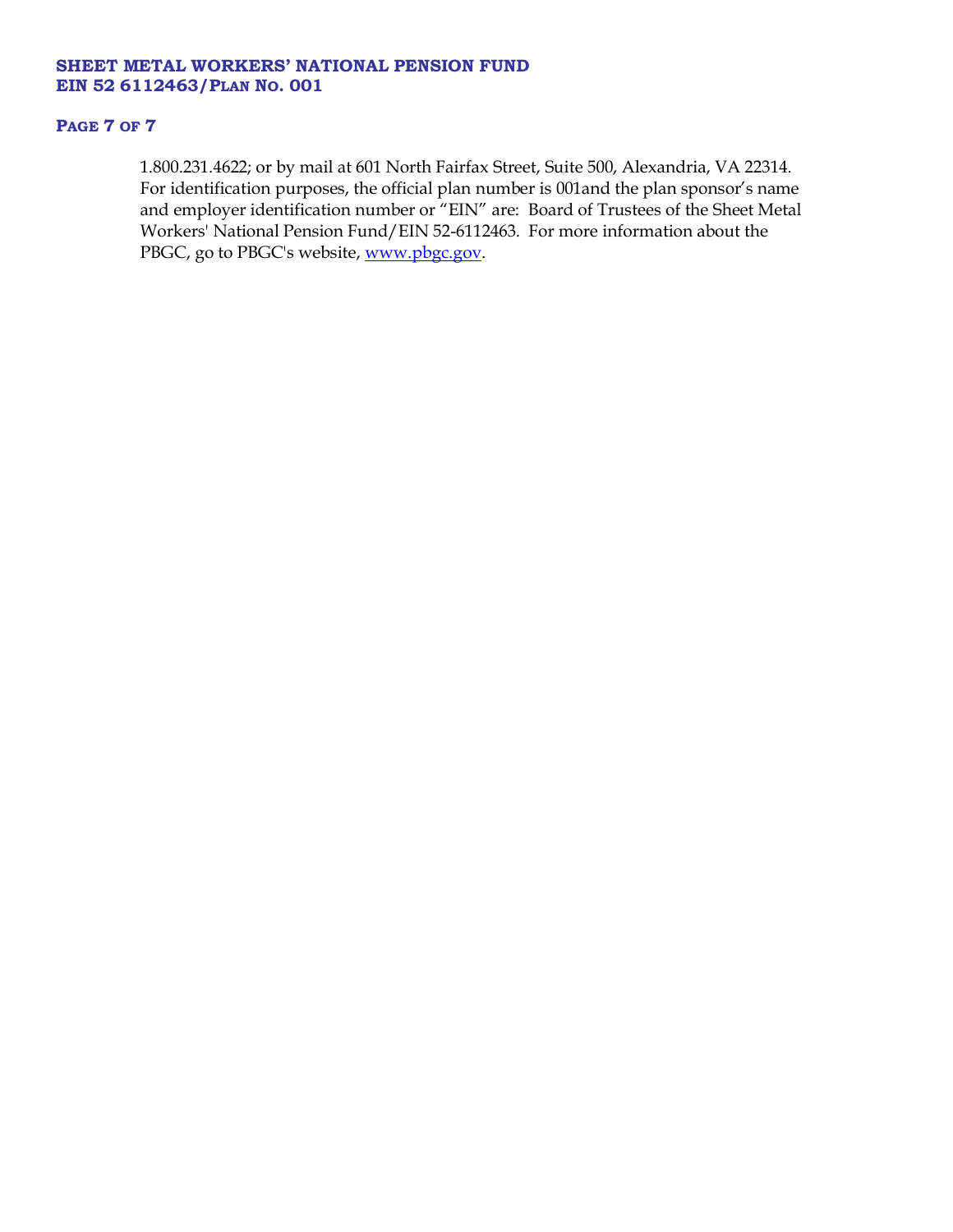1.800.231.4622; or by mail at 601 North Fairfax Street, Suite 500, Alexandria, VA 22314. For identification purposes, the official plan number is 001and the plan sponsor's name and employer identification number or "EIN" are: Board of Trustees of the Sheet Metal Workers' National Pension Fund/EIN 52-6112463. For more information about the PBGC, go to PBGC's website, [www.pbgc.gov](http://www.pbgc.gov).